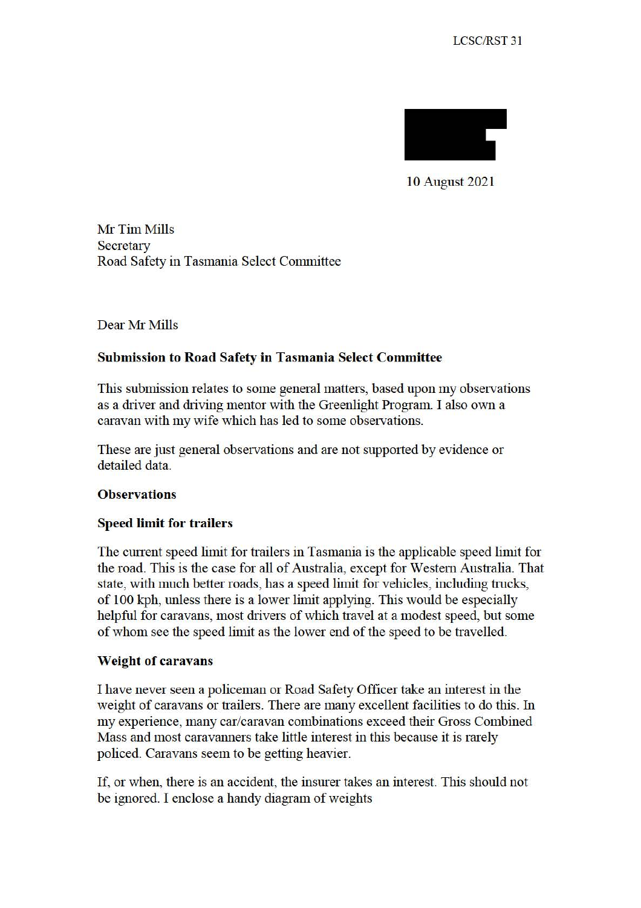LCSC/RST 31

10 August 2021

Mr Tim Mills
Secretary
Road Safety in Tasmania Select Committee

Dear Mr Mills

**Submission to Road Safety in Tasmania Select Committee**

This submission relates to some general matters, based upon my observations as a driver and driving mentor with the Greenlight Program. I also own a caravan with my wife which has led to some observations.

These are just general observations and are not supported by evidence or detailed data.

**Observations**

**Speed limit for trailers**

The current speed limit for trailers in Tasmania is the applicable speed limit for the road. This is the case for all of Australia, except for Western Australia. That state, with much better roads, has a speed limit for vehicles, including trucks, of 100 kph, unless there is a lower limit applying. This would be especially helpful for caravans, most drivers of which travel at a modest speed, but some of whom see the speed limit as the lower end of the speed to be travelled.

**Weight of caravans**

I have never seen a policeman or Road Safety Officer take an interest in the weight of caravans or trailers. There are many excellent facilities to do this. In my experience, many car/caravan combinations exceed their Gross Combined Mass and most caravanners take little interest in this because it is rarely policed. Caravans seem to be getting heavier.

If, or when, there is an accident, the insurer takes an interest. This should not be ignored. I enclose a handy diagram of weights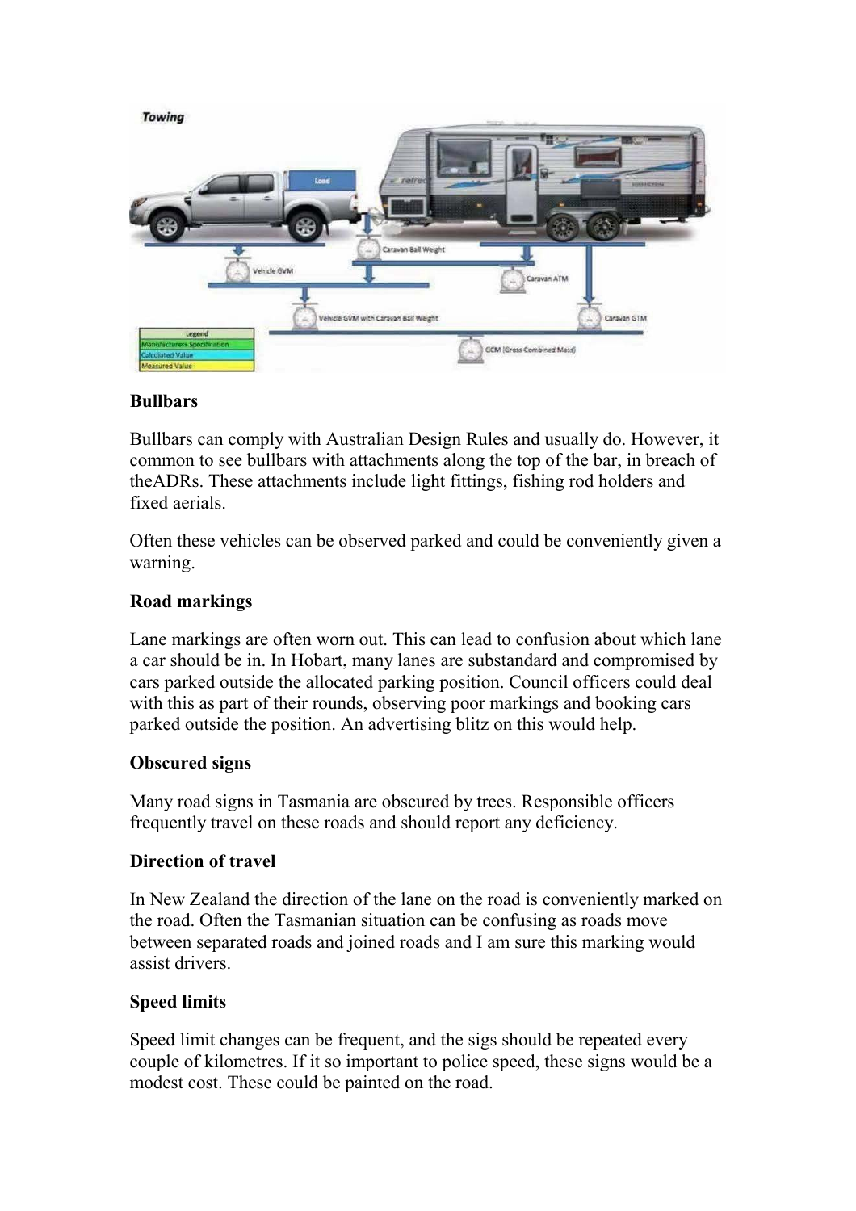Towing

Load

Vehicle GVM

Caravan Ball Weight

Caravan ATM

Vehicle GVM with Caravan Ball Weight

Caravan GTM

GCM (Gross Combined Mass)

Legend

Manufacturers Specification

Calculated Value

Measured Value

**Bullbars**

Bullbars can comply with Australian Design Rules and usually do. However, it common to see bullbars with attachments along the top of the bar, in breach of theADRs. These attachments include light fittings, fishing rod holders and fixed aerials.

Often these vehicles can be observed parked and could be conveniently given a warning.

**Road markings**

Lane markings are often worn out. This can lead to confusion about which lane a car should be in. In Hobart, many lanes are substandard and compromised by cars parked outside the allocated parking position. Council officers could deal with this as part of their rounds, observing poor markings and booking cars parked outside the position. An advertising blitz on this would help.

**Obscured signs**

Many road signs in Tasmania are obscured by trees. Responsible officers frequently travel on these roads and should report any deficiency.

**Direction of travel**

In New Zealand the direction of the lane on the road is conveniently marked on the road. Often the Tasmanian situation can be confusing as roads move between separated roads and joined roads and I am sure this marking would assist drivers.

**Speed limits**

Speed limit changes can be frequent, and the sigs should be repeated every couple of kilometres. If it so important to police speed, these signs would be a modest cost. These could be painted on the road.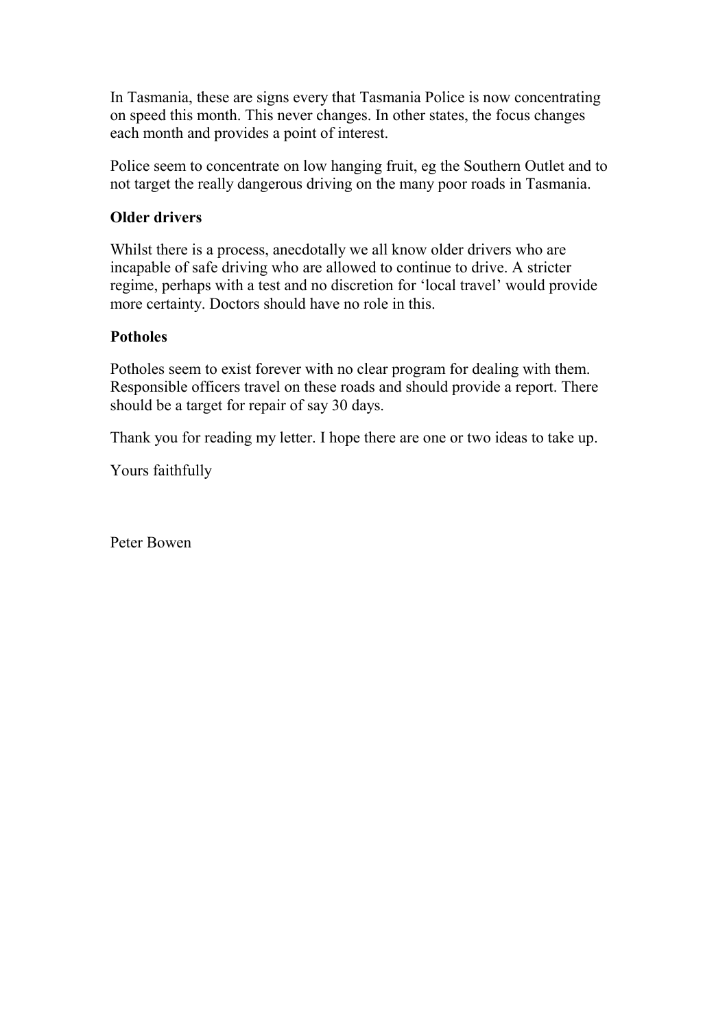In Tasmania, these are signs every that Tasmania Police is now concentrating on speed this month. This never changes. In other states, the focus changes each month and provides a point of interest.

Police seem to concentrate on low hanging fruit, eg the Southern Outlet and to not target the really dangerous driving on the many poor roads in Tasmania.

**Older drivers**

Whilst there is a process, anecdotally we all know older drivers who are incapable of safe driving who are allowed to continue to drive. A stricter regime, perhaps with a test and no discretion for 'local travel' would provide more certainty. Doctors should have no role in this.

**Potholes**

Potholes seem to exist forever with no clear program for dealing with them. Responsible officers travel on these roads and should provide a report. There should be a target for repair of say 30 days.

Thank you for reading my letter. I hope there are one or two ideas to take up.

Yours faithfully

Peter Bowen